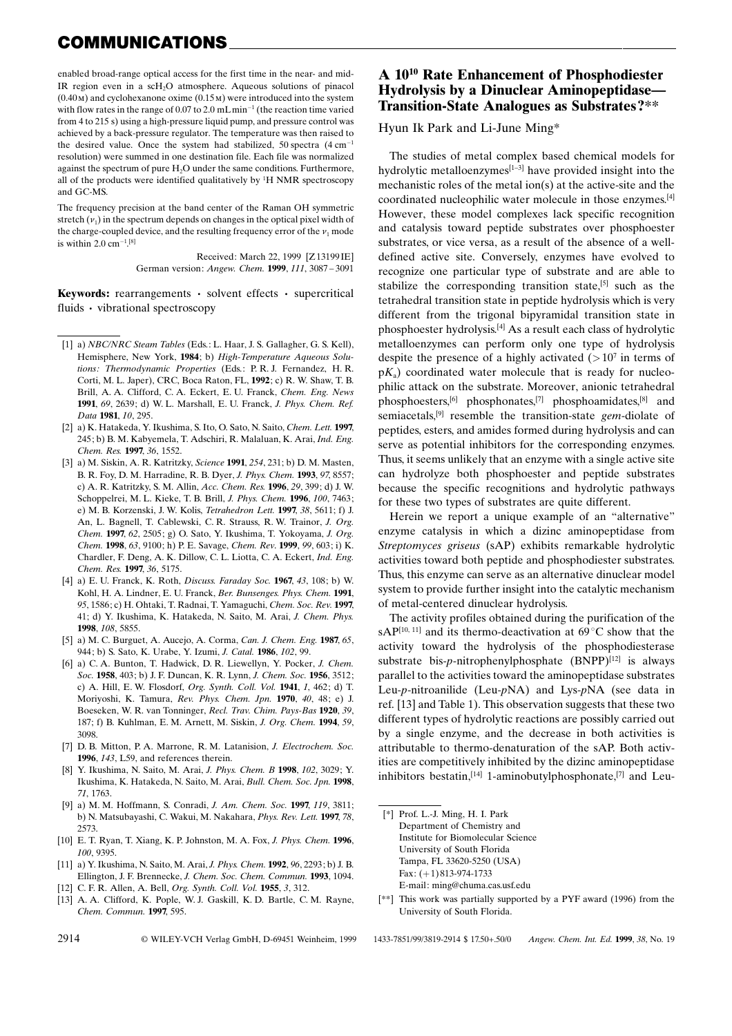enabled broad-range optical access for the first time in the near- and mid-IR region even in a $scH_2O$ atmosphere. Aqueous solutions of pinacol (0.40 M) and cyclohexanone oxime (0.15 M) were introduced into the system with flow rates in the range of 0.07 to 2.0 mL min$^{-1}$ (the reaction time varied from 4 to 215 s) using a high-pressure liquid pump, and pressure control was achieved by a back-pressure regulator. The temperature was then raised to the desired value. Once the system had stabilized, 50 spectra (4 cm$^{-1}$ resolution) were summed in one destination file. Each file was normalized against the spectrum of pure $H_2O$ under the same conditions. Furthermore, all of the products were identified qualitatively by $^1H$ NMR spectroscopy and GC-MS.

The frequency precision at the band center of the Raman OH symmetric stretch ($\nu_1$) in the spectrum depends on changes in the optical pixel width of the charge-coupled device, and the resulting frequency error of the $\nu_1$ mode is within 2.0 cm$^{-1}$.[8]

Received: March 22, 1999 [Z13199IE]
German version: *Angew. Chem.* **1999**, *111*, 3087–3091

**Keywords:** rearrangements · solvent effects · supercritical fluids · vibrational spectroscopy

[1] a) *NBC/NRC Steam Tables* (Eds.: L. Haar, J. S. Gallagher, G. S. Kell), Hemisphere, New York, **1984**; b) *High-Temperature Aqueous Solutions: Thermodynamic Properties* (Eds.: P. R. J. Fernandez, H. R. Corti, M. L. Japer), CRC, Boca Raton, FL, **1992**; c) R. W. Shaw, T. B. Brill, A. A. Clifford, C. A. Eckert, E. U. Franck, *Chem. Eng. News* **1991**, *69*, 2639; d) W. L. Marshall, E. U. Franck, *J. Phys. Chem. Ref. Data* **1981**, *10*, 295.

[2] a) K. Hatakeda, Y. Ikushima, S. Ito, O. Sato, N. Saito, *Chem. Lett.* **1997**, 245; b) B. M. Kabyemela, T. Adschiri, R. Malaluan, K. Arai, *Ind. Eng. Chem. Res.* **1997**, *36*, 1552.

[3] a) M. Siskin, A. R. Katritzky, *Science* **1991**, *254*, 231; b) D. M. Masten, B. R. Foy, D. M. Harradine, R. B. Dyer, *J. Phys. Chem.* **1993**, *97*, 8557; c) A. R. Katritzky, S. M. Allin, *Acc. Chem. Res.* **1996**, *29*, 399; d) J. W. Schoppelrei, M. L. Kieke, T. B. Brill, *J. Phys. Chem.* **1996**, *100*, 7463; e) M. B. Korzenski, J. W. Kolis, *Tetrahedron Lett.* **1997**, *38*, 5611; f) J. An, L. Bagnell, T. Cablewski, C. R. Strauss, R. W. Trainor, *J. Org. Chem.* **1997**, *62*, 2505; g) O. Sato, Y. Ikushima, T. Yokoyama, *J. Org. Chem.* **1998**, *63*, 9100; h) P. E. Savage, *Chem. Rev.* **1999**, *99*, 603; i) K. Chardler, F. Deng, A. K. Dillow, C. L. Liotta, C. A. Eckert, *Ind. Eng. Chem. Res.* **1997**, *36*, 5175.

[4] a) E. U. Franck, K. Roth, *Discuss. Faraday Soc.* **1967**, *43*, 108; b) W. Kohl, H. A. Lindner, E. U. Franck, *Ber. Bunsenges. Phys. Chem.* **1991**, *95*, 1586; c) H. Ohtaki, T. Radnai, T. Yamaguchi, *Chem. Soc. Rev.* **1997**, 41; d) Y. Ikushima, K. Hatakeda, N. Saito, M. Arai, *J. Chem. Phys.* **1998**, *108*, 5855.

[5] a) M. C. Burguet, A. Aucejo, A. Corma, *Can. J. Chem. Eng.* **1987**, *65*, 944; b) S. Sato, K. Urabe, Y. Izumi, *J. Catal.* **1986**, *102*, 99.

[6] a) C. A. Bunton, T. Hadwick, D. R. Liewellyn, Y. Pocker, *J. Chem. Soc.* **1958**, 403; b) J. F. Duncan, K. R. Lynn, *J. Chem. Soc.* **1956**, 3512; c) A. Hill, E. W. Flosdorf, *Org. Synth. Coll. Vol.* **1941**, *1*, 462; d) T. Moriyoshi, K. Tamura, *Rev. Phys. Chem. Jpn.* **1970**, *40*, 48; e) J. Boeseken, W. R. van Tonninger, *Recl. Trav. Chim. Pays-Bas* **1920**, *39*, 187; f) B. Kuhlman, E. M. Arnett, M. Siskin, *J. Org. Chem.* **1994**, *59*, 3098.

[7] D. B. Mitton, P. A. Marrone, R. M. Latanision, *J. Electrochem. Soc.* **1996**, *143*, L59, and references therein.

[8] Y. Ikushima, N. Saito, M. Arai, *J. Phys. Chem. B* **1998**, *102*, 3029; Y. Ikushima, K. Hatakeda, N. Saito, M. Arai, *Bull. Chem. Soc. Jpn.* **1998**, *71*, 1763.

[9] a) M. M. Hoffmann, S. Conradi, *J. Am. Chem. Soc.* **1997**, *119*, 3811; b) N. Matsubayashi, C. Wakui, M. Nakahara, *Phys. Rev. Lett.* **1997**, *78*, 2573.

[10] E. T. Ryan, T. Xiang, K. P. Johnston, M. A. Fox, *J. Phys. Chem.* **1996**, *100*, 9395.

[11] a) Y. Ikushima, N. Saito, M. Arai, *J. Phys. Chem.* **1992**, *96*, 2293; b) J. B. Ellington, J. F. Brennecke, *J. Chem. Soc. Chem. Commun.* **1993**, 1094.

[12] C. F. R. Allen, A. Bell, *Org. Synth. Coll. Vol.* **1955**, *3*, 312.

[13] A. A. Clifford, K. Pople, W. J. Gaskill, K. D. Bartle, C. M. Rayne, *Chem. Commun.* **1997**, 595.

## A $10^{10}$ Rate Enhancement of Phosphodiester Hydrolysis by a Dinuclear Aminopeptidase—Transition-State Analogues as Substrates?[**]

Hyun Ik Park and Li-June Ming*

The studies of metal complex based chemical models for hydrolytic metalloenzymes[1–3] have provided insight into the mechanistic roles of the metal ion(s) at the active-site and the coordinated nucleophilic water molecule in those enzymes.[4] However, these model complexes lack specific recognition and catalysis toward peptide substrates over phosphoester substrates, or vice versa, as a result of the absence of a well-defined active site. Conversely, enzymes have evolved to recognize one particular type of substrate and are able to stabilize the corresponding transition state,[5] such as the tetrahedral transition state in peptide hydrolysis which is very different from the trigonal bipyramidal transition state in phosphoester hydrolysis.[4] As a result each class of hydrolytic metalloenzymes can perform only one type of hydrolysis despite the presence of a highly activated ($>10^7$ in terms of $pK_a$) coordinated water molecule that is ready for nucleophilic attack on the substrate. Moreover, anionic tetrahedral phosphoesters,[6] phosphonates,[7] phosphoamidates,[8] and semiacetals,[9] resemble the transition-state *gem*-diolate of peptides, esters, and amides formed during hydrolysis and can serve as potential inhibitors for the corresponding enzymes. Thus, it seems unlikely that an enzyme with a single active site can hydrolyze both phosphoester and peptide substrates because the specific recognitions and hydrolytic pathways for these two types of substrates are quite different.

Herein we report a unique example of an "alternative" enzyme catalysis in which a dizinc aminopeptidase from *Streptomyces griseus* (sAP) exhibits remarkable hydrolytic activities toward both peptide and phosphodiester substrates. Thus, this enzyme can serve as an alternative dinuclear model system to provide further insight into the catalytic mechanism of metal-centered dinuclear hydrolysis.

The activity profiles obtained during the purification of the sAP[10, 11] and its thermo-deactivation at 69 °C show that the activity toward the hydrolysis of the phosphodiesterase substrate bis-*p*-nitrophenylphosphate (BNPP)[12] is always parallel to the activities toward the aminopeptidase substrates Leu-*p*-nitroanilide (Leu-*p*NA) and Lys-*p*NA (see data in ref. [13] and Table 1). This observation suggests that these two different types of hydrolytic reactions are possibly carried out by a single enzyme, and the decrease in both activities is attributable to thermo-denaturation of the sAP. Both activities are competitively inhibited by the dizinc aminopeptidase inhibitors bestatin,[14] 1-aminobutylphosphonate,[7] and Leu-

[*] Prof. L.-J. Ming, H. I. Park
Department of Chemistry and
Institute for Biomolecular Science
University of South Florida
Tampa, FL 33620-5250 (USA)
Fax: (+1) 813-974-1733
E-mail: ming@chuma.cas.usf.edu

[**] This work was partially supported by a PYF award (1996) from the University of South Florida.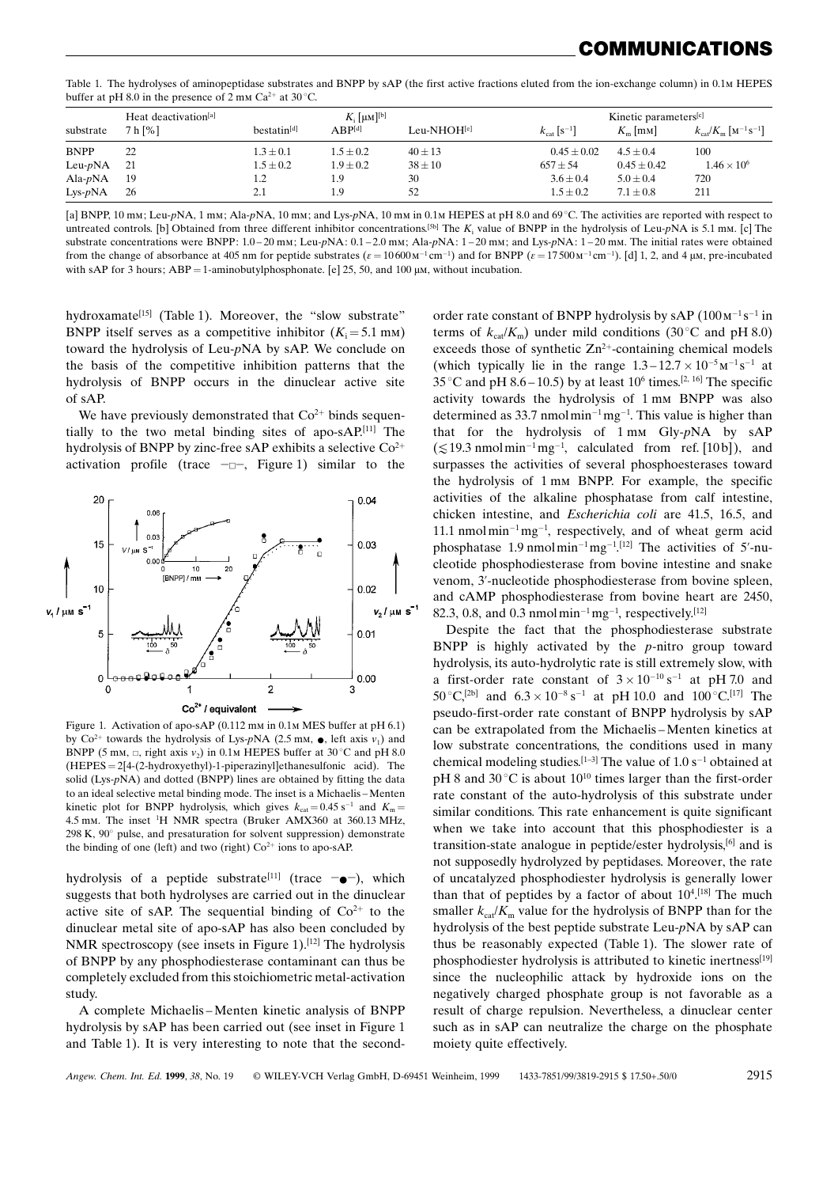Table 1. The hydrolyses of aminopeptidase substrates and BNPP by sAP (the first active fractions eluted from the ion-exchange column) in 0.1M HEPES buffer at pH 8.0 in the presence of 2 mM $Ca^{2+}$ at 30 °C.

| substrate | Heat deactivation[a] 7 h [%] | $K_i$ [µM][b] | | | Kinetic parameters[c] | | |
|---|---|---|---|---|---|---|---|
| | | bestatin[d] | ABP[d] | Leu-NHOH[e] | $k_{cat}$ [s$^{-1}$] | $K_m$ [mM] | $k_{cat}/K_m$ [M$^{-1}$s$^{-1}$] |
| BNPP | 22 | $1.3 \pm 0.1$ | $1.5 \pm 0.2$ | $40 \pm 13$ | $0.45 \pm 0.02$ | $4.5 \pm 0.4$ | 100 |
| Leu-*p*NA | 21 | $1.5 \pm 0.2$ | $1.9 \pm 0.2$ | $38 \pm 10$ | $657 \pm 54$ | $0.45 \pm 0.42$ | $1.46 \times 10^6$ |
| Ala-*p*NA | 19 | 1.2 | 1.9 | 30 | $3.6 \pm 0.4$ | $5.0 \pm 0.4$ | 720 |
| Lys-*p*NA | 26 | 2.1 | 1.9 | 52 | $1.5 \pm 0.2$ | $7.1 \pm 0.8$ | 211 |

[a] BNPP, 10 mM; Leu-*p*NA, 1 mM; Ala-*p*NA, 10 mM; and Lys-*p*NA, 10 mM in 0.1M HEPES at pH 8.0 and 69 °C. The activities are reported with respect to untreated controls. [b] Obtained from three different inhibitor concentrations.[5b] The $K_i$ value of BNPP in the hydrolysis of Leu-*p*NA is 5.1 mM. [c] The substrate concentrations were BNPP: 1.0–20 mM; Leu-*p*NA: 0.1–2.0 mM; Ala-*p*NA: 1–20 mM; and Lys-*p*NA: 1–20 mM. The initial rates were obtained from the change of absorbance at 405 nm for peptide substrates ($\varepsilon = 10600$ M$^{-1}$cm$^{-1}$) and for BNPP ($\varepsilon = 17500$ M$^{-1}$cm$^{-1}$). [d] 1, 2, and 4 µM, pre-incubated with sAP for 3 hours; ABP = 1-aminobutylphosphonate. [e] 25, 50, and 100 µM, without incubation.

hydroxamate[15] (Table 1). Moreover, the "slow substrate" BNPP itself serves as a competitive inhibitor ($K_i = 5.1$ mM) toward the hydrolysis of Leu-*p*NA by sAP. We conclude on the basis of the competitive inhibition patterns that the hydrolysis of BNPP occurs in the dinuclear active site of sAP.

We have previously demonstrated that $Co^{2+}$ binds sequentially to the two metal binding sites of apo-sAP.[11] The hydrolysis of BNPP by zinc-free sAP exhibits a selective $Co^{2+}$ activation profile (trace –□–, Figure 1) similar to the hydrolysis of a peptide substrate[11] (trace –●–), which suggests that both hydrolyses are carried out in the dinuclear active site of sAP. The sequential binding of $Co^{2+}$ to the dinuclear metal site of apo-sAP has also been concluded by NMR spectroscopy (see insets in Figure 1).[12] The hydrolysis of BNPP by any phosphodiesterase contaminant can thus be completely excluded from this stoichiometric metal-activation study.

Figure 1. Activation of apo-sAP (0.112 mM in 0.1M MES buffer at pH 6.1) by $Co^{2+}$ towards the hydrolysis of Lys-*p*NA (2.5 mM, ●, left axis $v_1$) and BNPP (5 mM, □, right axis $v_2$) in 0.1M HEPES buffer at 30 °C and pH 8.0 (HEPES = 2[4-(2-hydroxyethyl)-1-piperazinyl]ethanesulfonic acid). The solid (Lys-*p*NA) and dotted (BNPP) lines are obtained by fitting the data to an ideal selective metal binding mode. The inset is a Michaelis–Menten kinetic plot for BNPP hydrolysis, which gives $k_{cat} = 0.45$ s$^{-1}$ and $K_m = 4.5$ mM. The inset $^1$H NMR spectra (Bruker AMX360 at 360.13 MHz, 298 K, 90° pulse, and presaturation for solvent suppression) demonstrate the binding of one (left) and two (right) $Co^{2+}$ ions to apo-sAP.

A complete Michaelis–Menten kinetic analysis of BNPP hydrolysis by sAP has been carried out (see inset in Figure 1 and Table 1). It is very interesting to note that the second-order rate constant of BNPP hydrolysis by sAP (100 M$^{-1}$s$^{-1}$ in terms of $k_{cat}/K_m$) under mild conditions (30 °C and pH 8.0) exceeds those of synthetic $Zn^{2+}$-containing chemical models (which typically lie in the range $1.3–12.7 \times 10^{-5}$ M$^{-1}$s$^{-1}$ at 35 °C and pH 8.6–10.5) by at least $10^6$ times.[2, 16] The specific activity towards the hydrolysis of 1 mM BNPP was also determined as 33.7 nmol min$^{-1}$mg$^{-1}$. This value is higher than that for the hydrolysis of 1 mM Gly-*p*NA by sAP ($\lesssim$19.3 nmol min$^{-1}$mg$^{-1}$, calculated from ref. [10b]), and surpasses the activities of several phosphoesterases toward the hydrolysis of 1 mM BNPP. For example, the specific activities of the alkaline phosphatase from calf intestine, chicken intestine, and *Escherichia coli* are 41.5, 16.5, and 11.1 nmol min$^{-1}$mg$^{-1}$, respectively, and of wheat germ acid phosphatase 1.9 nmol min$^{-1}$mg$^{-1}$.[12] The activities of 5′-nucleotide phosphodiesterase from bovine intestine and snake venom, 3′-nucleotide phosphodiesterase from bovine spleen, and cAMP phosphodiesterase from bovine heart are 2450, 82.3, 0.8, and 0.3 nmol min$^{-1}$mg$^{-1}$, respectively.[12]

Despite the fact that the phosphodiesterase substrate BNPP is highly activated by the *p*-nitro group toward hydrolysis, its auto-hydrolytic rate is still extremely slow, with a first-order rate constant of $3 \times 10^{-10}$ s$^{-1}$ at pH 7.0 and 50 °C,[2b] and $6.3 \times 10^{-8}$ s$^{-1}$ at pH 10.0 and 100 °C.[17] The pseudo-first-order rate constant of BNPP hydrolysis by sAP can be extrapolated from the Michaelis–Menten kinetics at low substrate concentrations, the conditions used in many chemical modeling studies.[1–3] The value of 1.0 s$^{-1}$ obtained at pH 8 and 30 °C is about $10^{10}$ times larger than the first-order rate constant of the auto-hydrolysis of this substrate under similar conditions. This rate enhancement is quite significant when we take into account that this phosphodiester is a transition-state analogue in peptide/ester hydrolysis,[6] and is not supposedly hydrolyzed by peptidases. Moreover, the rate of uncatalyzed phosphodiester hydrolysis is generally lower than that of peptides by a factor of about $10^4$.[18] The much smaller $k_{cat}/K_m$ value for the hydrolysis of BNPP than for the hydrolysis of the best peptide substrate Leu-*p*NA by sAP can thus be reasonably expected (Table 1). The slower rate of phosphodiester hydrolysis is attributed to kinetic inertness[19] since the nucleophilic attack by hydroxide ions on the negatively charged phosphate group is not favorable as a result of charge repulsion. Nevertheless, a dinuclear center such as in sAP can neutralize the charge on the phosphate moiety quite effectively.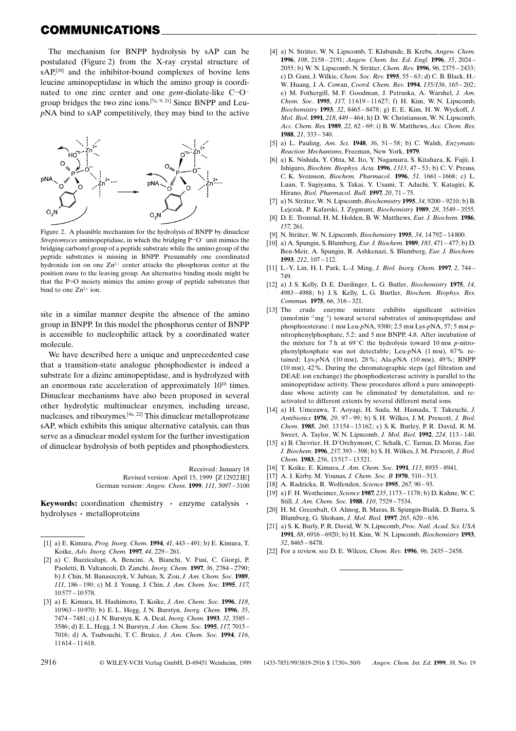The mechanism for BNPP hydrolysis by sAP can be postulated (Figure 2) from the X-ray crystal structure of sAP,[20] and the inhibitor-bound complexes of bovine lens leucine aminopeptidase in which the amino group is coordinated to one zinc center and one *gem*-diolate-like C–O$^-$ group bridges the two zinc ions.[7a, 9, 21] Since BNPP and Leu-*p*NA bind to sAP competitively, they may bind to the active site in a similar manner despite the absence of the amino group in BNPP. In this model the phosphorus center of BNPP is accessible to nucleophilic attack by a coordinated water molecule.

Figure 2. A plausible mechanism for the hydrolysis of BNPP by dinuclear *Streptomyces* aminopeptidase, in which the bridging P–O$^-$ unit mimics the bridging carbonyl group of a peptide substrate while the amino group of the peptide substrates is missing in BNPP. Presumably one coordinated hydroxide ion on one $Zn^{2+}$ center attacks the phosphorus center at the position *trans* to the leaving group. An alternative binding mode might be that the P=O moiety mimics the amino group of peptide substrates that bind to one $Zn^{2+}$ ion.

We have described here a unique and unprecedented case that a transition-state analogue phosphodiester is indeed a substrate for a dizinc aminopeptidase, and is hydrolyzed with an enormous rate acceleration of approximately $10^{10}$ times. Dinuclear mechanisms have also been proposed in several other hydrolytic multinuclear enzymes, including urease, nucleases, and ribozymes.[4a, 22] This dinuclear metalloprotease sAP, which exhibits this unique alternative catalysis, can thus serve as a dinuclear model system for the further investigation of dinuclear hydrolysis of both peptides and phosphodiesters.

Received: January 18
Revised version: April 15, 1999 [Z12922IE]
German version: *Angew. Chem.* **1999**, *111*, 3097 – 3100

**Keywords:** coordination chemistry · enzyme catalysis · hydrolyses · metalloproteins

[1] a) E. Kimura, *Prog. Inorg. Chem.* **1994**, *41*, 443 – 491; b) E. Kimura, T. Koike, *Adv. Inorg. Chem.* **1997**, *44*, 229 – 261.

[2] a) C. Bazzicalupi, A. Bencini, A. Bianchi, V. Fusi, C. Giorgi, P. Paoletti, B. Valtancoli, D. Zanchi, *Inorg. Chem.* **1997**, *36*, 2784 – 2790; b) J. Chin, M. Banaszczyk, V. Jubian, X. Zou, *J. Am. Chem. Soc.* **1989**, *111*, 186 – 190; c) M. J. Young, J. Chin, *J. Am. Chem. Soc.* **1995**, *117*, 10577 – 10578.

[3] a) E. Kimura, H. Hashimoto, T. Koike, *J. Am. Chem. Soc.* **1996**, *118*, 10963 – 10970; b) E. L. Hegg, J. N. Burstyn, *Inorg. Chem.* **1996**, *35*, 7474 – 7481; c) J. N. Burstyn, K. A. Deal, *Inorg. Chem.* **1993**, *32*, 3585 – 3586; d) E. L. Hegg, J. N. Burstyn, *J. Am. Chem. Soc.* **1995**, *117*, 7015 – 7016; d) A. Tsubouchi, T. C. Bruice, *J. Am. Chem. Soc.* **1994**, *116*, 11614 – 11618.

[4] a) N. Sträter, W. N. Lipscomb, T. Klabunde, B. Krebs, *Angew. Chem.* **1996**, *108*, 2158 – 2191; *Angew. Chem. Int. Ed. Engl.* **1996**, *35*, 2024 – 2055; b) W. N. Lipscomb, N. Sträter, *Chem. Rev.* **1996**, *96*, 2375 – 2433; c) D. Gani, J. Wilkie, *Chem. Soc. Rev.* **1995**, 55 – 63; d) C. B. Black, H.-W. Huang, J. A. Cowan, *Coord. Chem. Rev.* **1994**, *135/136*, 165 – 202; e) M. Fothergill, M. F. Goodman, J. Petruska, A. Warshel, *J. Am. Chem. Soc.* **1995**, *117*, 11619 – 11627; f) H. Kim, W. N. Lipscomb, *Biochemistry* **1993**, *32*, 8465 – 8478; g) E. E. Kim, H. W. Wyckoff, *J. Mol. Biol.* **1991**, *218*, 449 – 464; h) D. W. Christianson, W. N. Lipscomb, *Acc. Chem. Res.* **1989**, *22*, 62 – 69; i) B. W. Matthews, *Acc. Chem. Res.* **1988**, *21*, 333 – 340.

[5] a) L. Pauling, *Am. Sci.* **1948**, *36*, 51 – 58; b) C. Walsh, *Enzymatic Reaction Mechanisms*, Freeman, New York, **1979**.

[6] a) K. Nishida, Y. Ohta, M. Ito, Y. Nagamura, S. Kitahara, K. Fujii, I. Ishiguro, *Biochim. Biophys. Acta.* **1996**, *1313*, 47 – 53; b) C. V. Preuss, C. K. Svensson, *Biochem. Pharmacol.* **1996**, *51*, 1661 – 1668; c) L. Luan, T. Sugiyama, S. Takai, Y. Usami, T. Adachi, Y. Katagiri, K. Hirano, *Biol. Pharmacol. Bull.* **1997**, *20*, 71 – 75.

[7] a) N. Sträter, W. N. Lipscomb, *Biochemistry* **1995**, *34*, 9200 – 9210; b) B. Lejczak, P. Kafarski, J. Zygmunt, *Biochemistry* **1989**, *28*, 3549 – 3555.

[8] D. E. Tronrud, H. M. Holden, B. W. Matthews, *Eur. J. Biochem.* **1986**, *157*, 261.

[9] N. Sträter, W. N. Lipscomb, *Biochemistry* **1995**, *34*, 14792 – 14800.

[10] a) A. Spungin, S. Blumberg, *Eur. J. Biochem.* **1989**, *183*, 471 – 477; b) D. Ben-Meir, A. Spungin, R. Ashkenazi, S. Blumberg, *Eur. J. Biochem.* **1993**, *212*, 107 – 112.

[11] L.-Y. Lin, H. I. Park, L.-J. Ming, *J. Biol. Inorg. Chem.* **1997**, *2*, 744 – 749.

[12] a) J. S. Kelly, D. E. Dardinger, L. G. Butler, *Biochemistry* **1975**, *14*, 4983 – 4988; b) J. S. Kelly, L. G. Burtler, *Biochem. Biophys. Res. Commun.* **1975**, *66*, 316 – 321.

[13] The crude enzyme mixture exhibits significant activities ($nmol\,min^{-1}mg^{-1}$) toward several substrates of aminopeptidase and phosphoesterase: 1 mM Leu-*p*NA, 9300; 2.5 mM Lys-*p*NA, 57; 5 mM *p*-nitrophenylphosphate, 5.2; and 5 mM BNPP, 4.8. After incubation of the mixture for 7 h at 69 °C the hydrolysis toward 10 mM *p*-nitrophenylphosphate was not detectable; Leu-*p*NA (1 mM), 67% retained; Lys-*p*NA (10 mM), 28%; Ala-*p*NA (10 mM), 49%; BNPP (10 mM), 42%. During the chromatographic steps (gel filtration and DEAE ion exchange) the phosphodiesterase activity is parallel to the aminopeptidase activity. These procedures afford a pure aminopeptidase whose activity can be eliminated by demetalation, and reactivated to different extents by several different metal ions.

[14] a) H. Umezawa, T. Aoyagi, H. Suda, M. Hamada, T. Takeuchi, *J. Antibiotics* **1976**, *29*, 97 – 99; b) S. H. Wilkes, J. M. Prescott, *J. Biol. Chem.* **1985**, *260*, 13154 – 13162; c) S. K. Burley, P. R. David, R. M. Sweet, A. Taylor, W. N. Lipscomb, *J. Mol. Biol.* **1992**, *224*, 113 – 140.

[15] a) B. Chevrier, H. D'Orchymont, C. Schalk, C. Tarnus, D. Moras, *Eur. J. Biochem.* **1996**, *237*, 393 – 398; b) S. H. Wilkes, J. M. Prescott, *J. Biol. Chem.* **1983**, *256*, 13517 – 13521.

[16] T. Koike, E. Kimura, *J. Am. Chem. Soc.* **1991**, *113*, 8935 – 8941.

[17] A. J. Kirby, M. Younas, *J. Chem. Soc. B* **1970**, 510 – 513.

[18] A. Radzicka, R. Wolfenden, *Science* **1995**, *267*, 90 – 93.

[19] a) F. H. Westheimer, *Science* **1987**, *235*, 1173 – 1178; b) D. Kahne, W. C. Still, *J. Am. Chem. Soc.* **1988**, *110*, 7529 – 7534.

[20] H. M. Greenbalt, O. Almog, B. Maras, B. Spungin-Bialik, D. Barra, S. Blumberg, G. Shoham, *J. Mol. Biol.* **1997**, *265*, 620 – 636.

[21] a) S. K. Burly, P. R. David, W. N. Lipscomb, *Proc. Natl. Acad. Sci. USA* **1991**, *88*, 6916 – 6920; b) H. Kim, W. N. Lipscomb, *Biochemistry* **1993**, *32*, 8465 – 8478.

[22] For a review, see D. E. Wilcox, *Chem. Rev.* **1996**, *96*, 2435 – 2458.